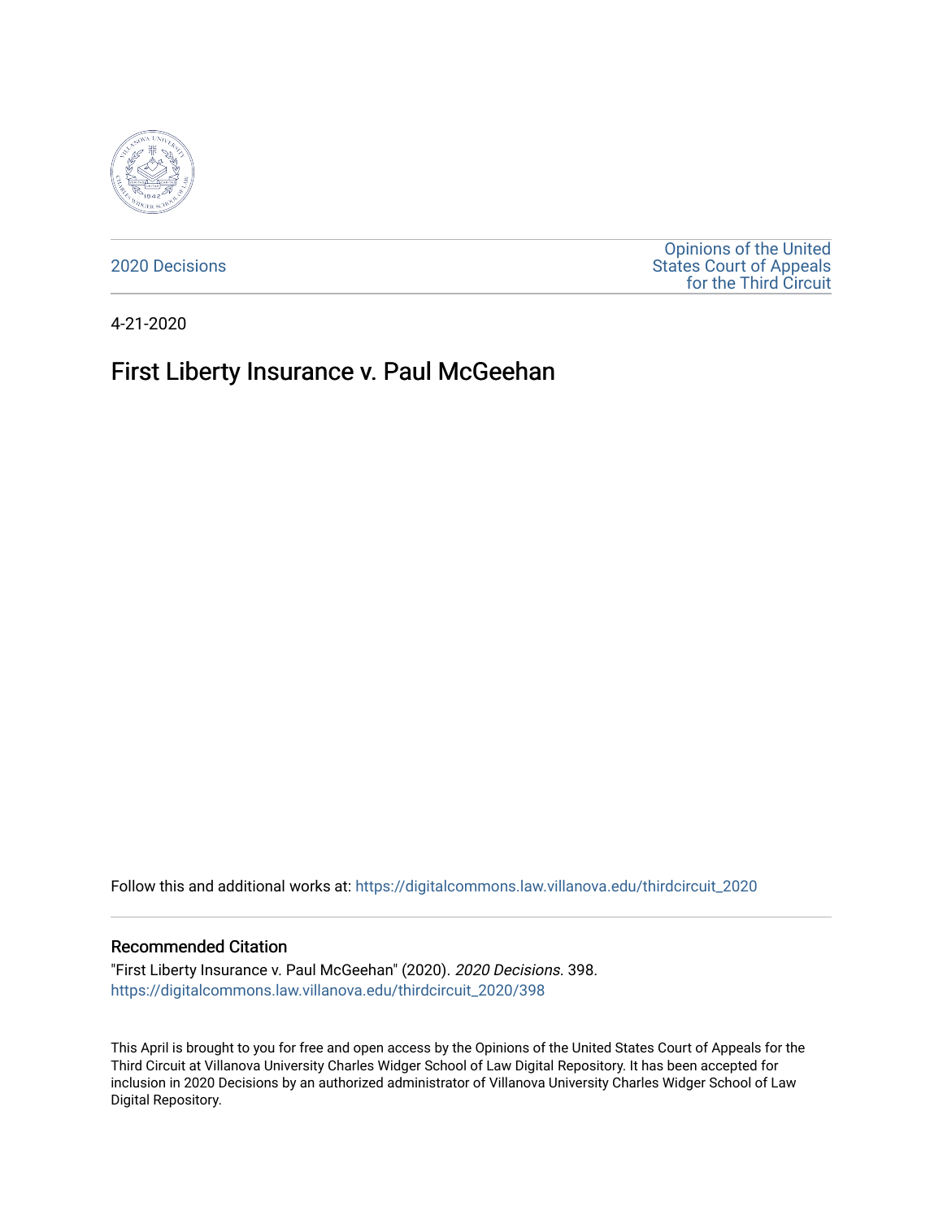2020 Decisions

Opinions of the United States Court of Appeals for the Third Circuit

4-21-2020

# First Liberty Insurance v. Paul McGeehan

Follow this and additional works at: https://digitalcommons.law.villanova.edu/thirdcircuit_2020

## Recommended Citation

"First Liberty Insurance v. Paul McGeehan" (2020). *2020 Decisions*. 398.
https://digitalcommons.law.villanova.edu/thirdcircuit_2020/398

This April is brought to you for free and open access by the Opinions of the United States Court of Appeals for the Third Circuit at Villanova University Charles Widger School of Law Digital Repository. It has been accepted for inclusion in 2020 Decisions by an authorized administrator of Villanova University Charles Widger School of Law Digital Repository.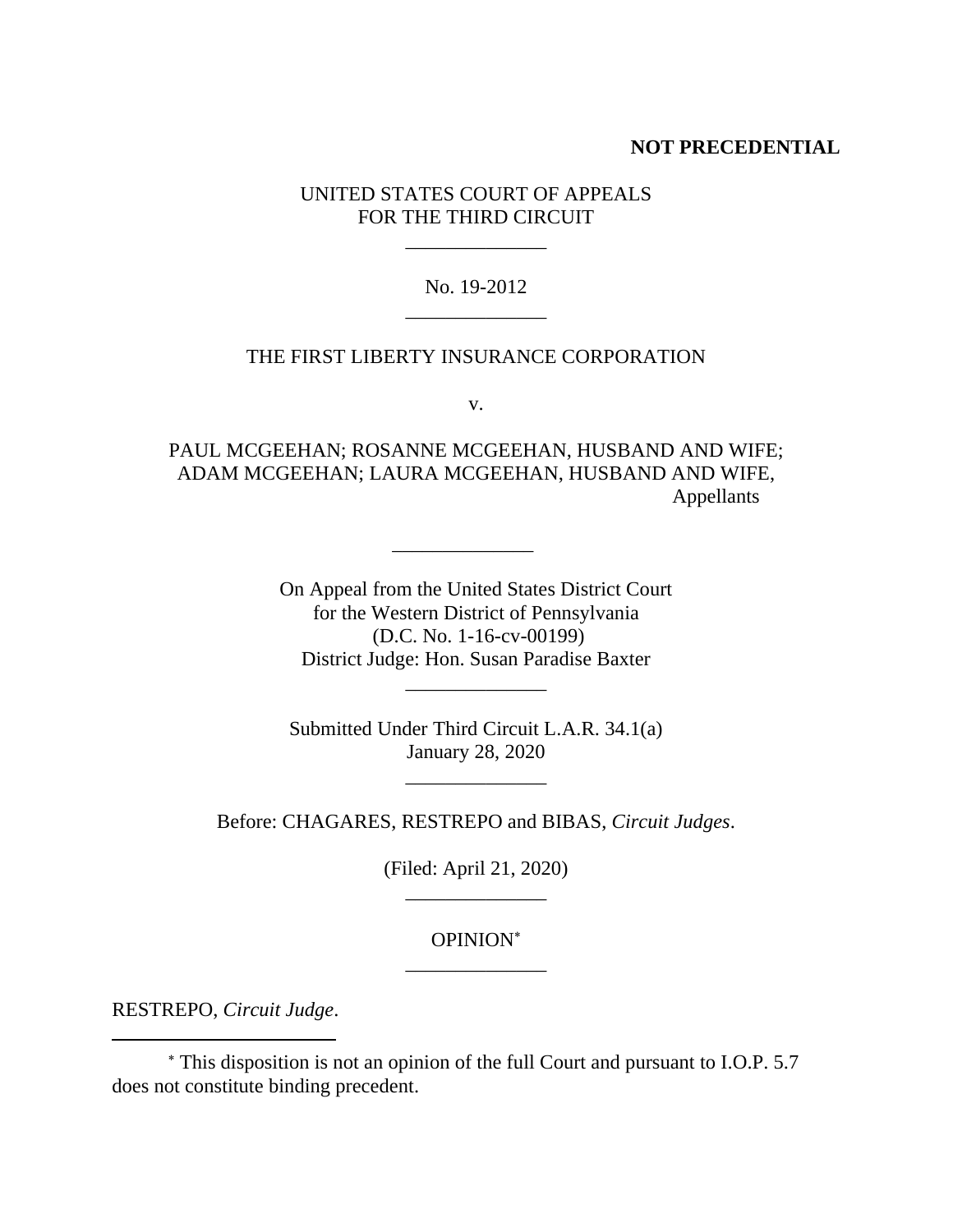**NOT PRECEDENTIAL**

UNITED STATES COURT OF APPEALS
FOR THE THIRD CIRCUIT

\_\_\_\_\_\_\_\_\_\_\_\_\_\_

No. 19-2012

\_\_\_\_\_\_\_\_\_\_\_\_\_\_

THE FIRST LIBERTY INSURANCE CORPORATION

v.

PAUL MCGEEHAN; ROSANNE MCGEEHAN, HUSBAND AND WIFE;
ADAM MCGEEHAN; LAURA MCGEEHAN, HUSBAND AND WIFE,
Appellants

\_\_\_\_\_\_\_\_\_\_\_\_\_\_

On Appeal from the United States District Court
for the Western District of Pennsylvania
(D.C. No. 1-16-cv-00199)
District Judge: Hon. Susan Paradise Baxter

\_\_\_\_\_\_\_\_\_\_\_\_\_\_

Submitted Under Third Circuit L.A.R. 34.1(a)
January 28, 2020

\_\_\_\_\_\_\_\_\_\_\_\_\_\_

Before: CHAGARES, RESTREPO and BIBAS, *Circuit Judges*.

(Filed: April 21, 2020)

\_\_\_\_\_\_\_\_\_\_\_\_\_\_

OPINION[*]

\_\_\_\_\_\_\_\_\_\_\_\_\_\_

RESTREPO, *Circuit Judge*.

---

[*] This disposition is not an opinion of the full Court and pursuant to I.O.P. 5.7 does not constitute binding precedent.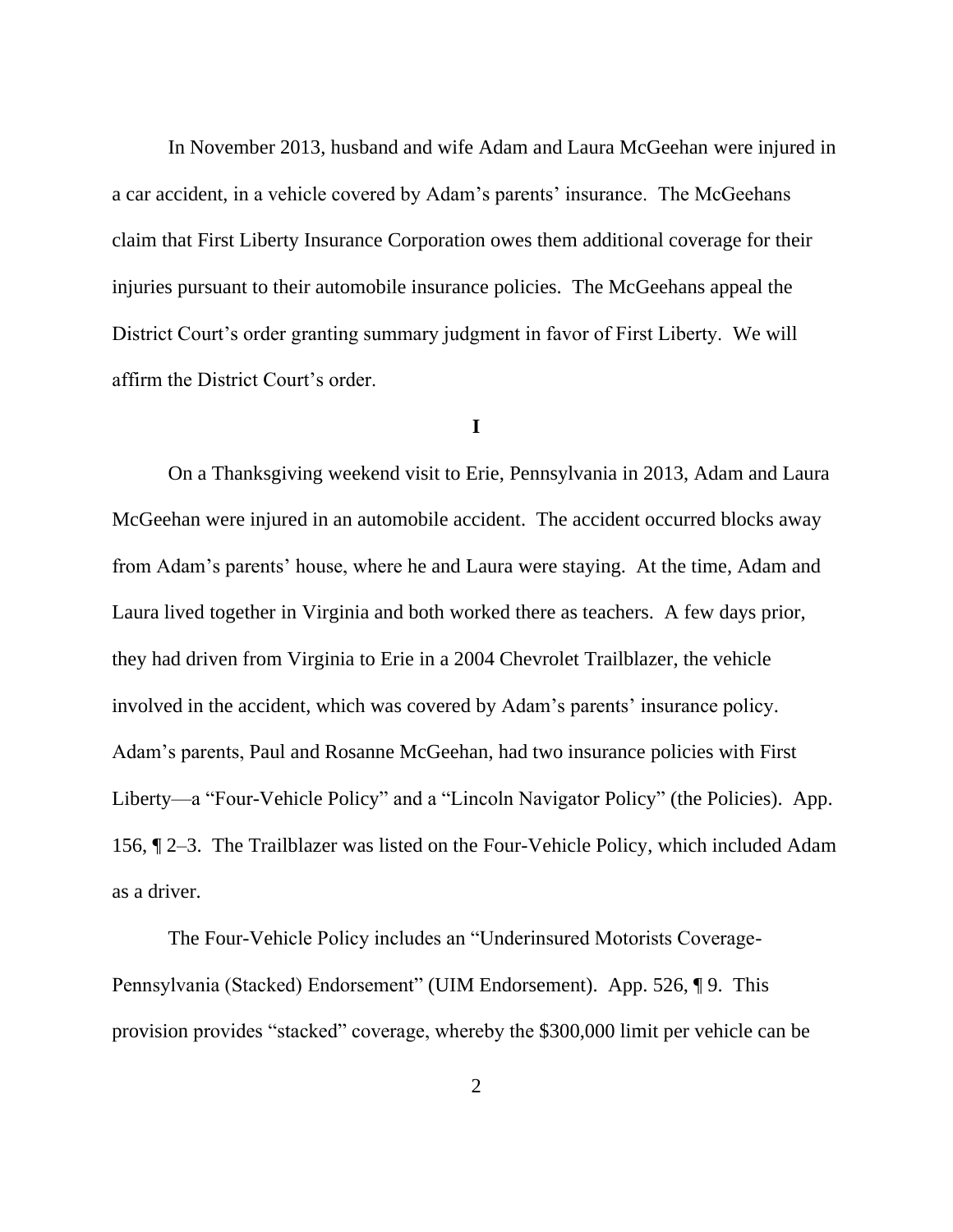In November 2013, husband and wife Adam and Laura McGeehan were injured in a car accident, in a vehicle covered by Adam's parents' insurance. The McGeehans claim that First Liberty Insurance Corporation owes them additional coverage for their injuries pursuant to their automobile insurance policies. The McGeehans appeal the District Court's order granting summary judgment in favor of First Liberty. We will affirm the District Court's order.

**I**

On a Thanksgiving weekend visit to Erie, Pennsylvania in 2013, Adam and Laura McGeehan were injured in an automobile accident. The accident occurred blocks away from Adam's parents' house, where he and Laura were staying. At the time, Adam and Laura lived together in Virginia and both worked there as teachers. A few days prior, they had driven from Virginia to Erie in a 2004 Chevrolet Trailblazer, the vehicle involved in the accident, which was covered by Adam's parents' insurance policy. Adam's parents, Paul and Rosanne McGeehan, had two insurance policies with First Liberty—a "Four-Vehicle Policy" and a "Lincoln Navigator Policy" (the Policies). App. 156, ¶ 2–3. The Trailblazer was listed on the Four-Vehicle Policy, which included Adam as a driver.

The Four-Vehicle Policy includes an "Underinsured Motorists Coverage-Pennsylvania (Stacked) Endorsement" (UIM Endorsement). App. 526, ¶ 9. This provision provides "stacked" coverage, whereby the $300,000 limit per vehicle can be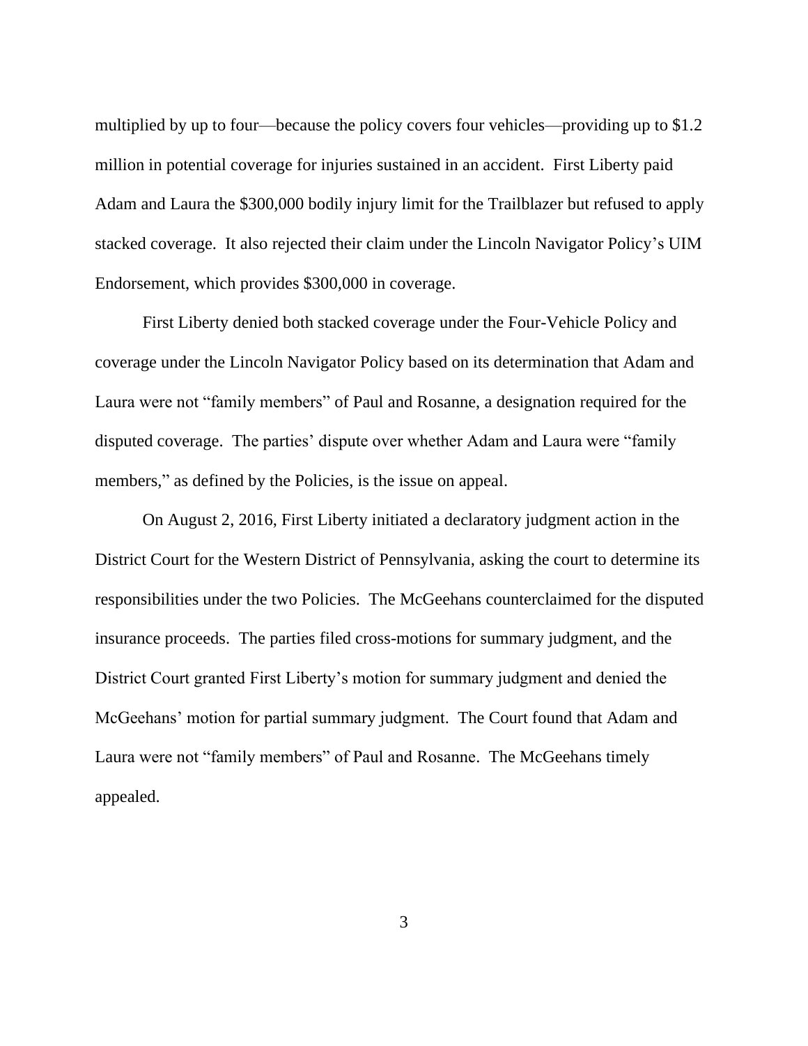multiplied by up to four—because the policy covers four vehicles—providing up to $1.2 million in potential coverage for injuries sustained in an accident. First Liberty paid Adam and Laura the $300,000 bodily injury limit for the Trailblazer but refused to apply stacked coverage. It also rejected their claim under the Lincoln Navigator Policy's UIM Endorsement, which provides $300,000 in coverage.

First Liberty denied both stacked coverage under the Four-Vehicle Policy and coverage under the Lincoln Navigator Policy based on its determination that Adam and Laura were not "family members" of Paul and Rosanne, a designation required for the disputed coverage. The parties' dispute over whether Adam and Laura were "family members," as defined by the Policies, is the issue on appeal.

On August 2, 2016, First Liberty initiated a declaratory judgment action in the District Court for the Western District of Pennsylvania, asking the court to determine its responsibilities under the two Policies. The McGeehans counterclaimed for the disputed insurance proceeds. The parties filed cross-motions for summary judgment, and the District Court granted First Liberty's motion for summary judgment and denied the McGeehans' motion for partial summary judgment. The Court found that Adam and Laura were not "family members" of Paul and Rosanne. The McGeehans timely appealed.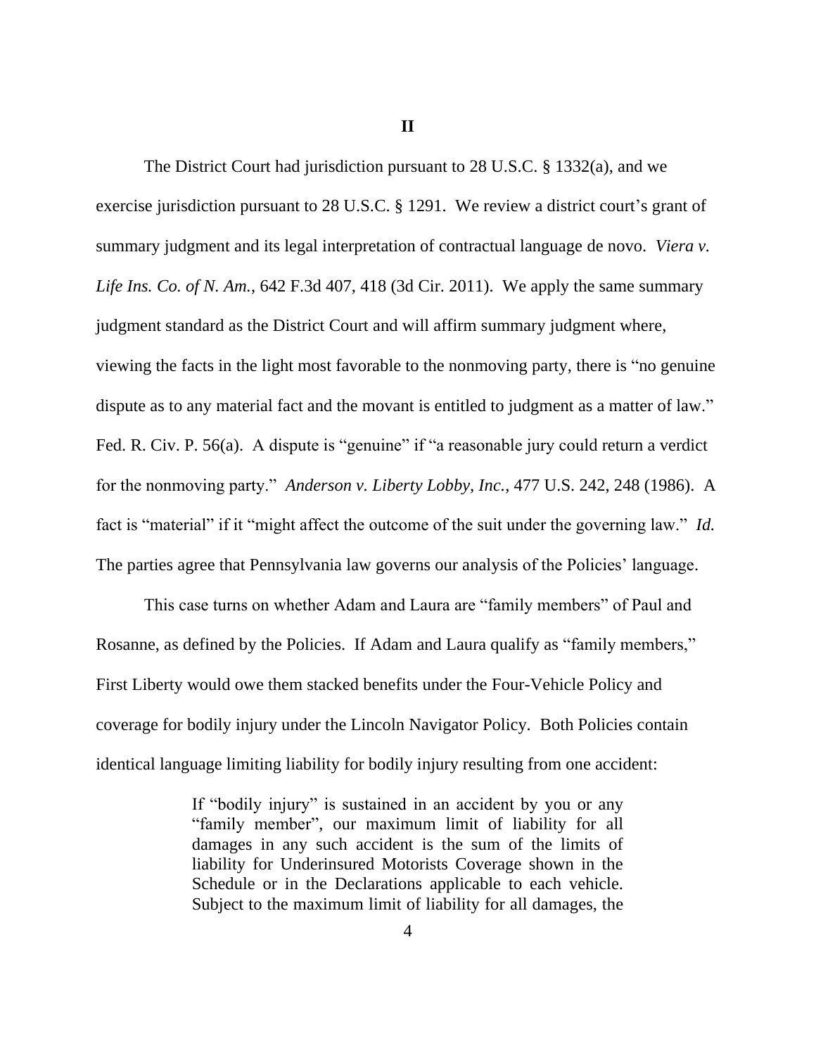## II

The District Court had jurisdiction pursuant to 28 U.S.C. § 1332(a), and we exercise jurisdiction pursuant to 28 U.S.C. § 1291. We review a district court's grant of summary judgment and its legal interpretation of contractual language de novo. *Viera v. Life Ins. Co. of N. Am.*, 642 F.3d 407, 418 (3d Cir. 2011). We apply the same summary judgment standard as the District Court and will affirm summary judgment where, viewing the facts in the light most favorable to the nonmoving party, there is "no genuine dispute as to any material fact and the movant is entitled to judgment as a matter of law." Fed. R. Civ. P. 56(a). A dispute is "genuine" if "a reasonable jury could return a verdict for the nonmoving party." *Anderson v. Liberty Lobby, Inc.*, 477 U.S. 242, 248 (1986). A fact is "material" if it "might affect the outcome of the suit under the governing law." *Id.* The parties agree that Pennsylvania law governs our analysis of the Policies' language.

This case turns on whether Adam and Laura are "family members" of Paul and Rosanne, as defined by the Policies. If Adam and Laura qualify as "family members," First Liberty would owe them stacked benefits under the Four-Vehicle Policy and coverage for bodily injury under the Lincoln Navigator Policy. Both Policies contain identical language limiting liability for bodily injury resulting from one accident:

> If "bodily injury" is sustained in an accident by you or any "family member", our maximum limit of liability for all damages in any such accident is the sum of the limits of liability for Underinsured Motorists Coverage shown in the Schedule or in the Declarations applicable to each vehicle. Subject to the maximum limit of liability for all damages, the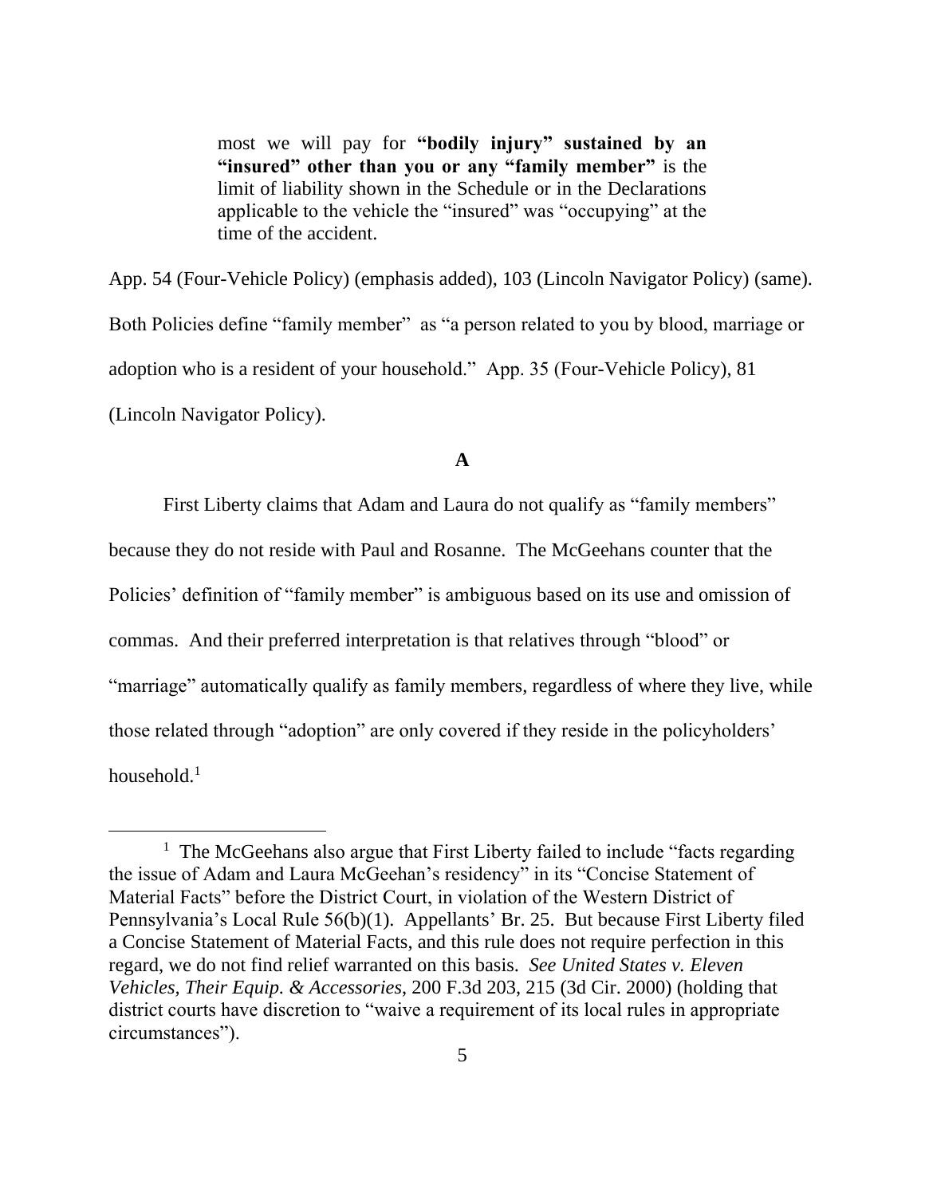> most we will pay for **"bodily injury" sustained by an "insured" other than you or any "family member"** is the limit of liability shown in the Schedule or in the Declarations applicable to the vehicle the "insured" was "occupying" at the time of the accident.

App. 54 (Four-Vehicle Policy) (emphasis added), 103 (Lincoln Navigator Policy) (same). Both Policies define "family member" as "a person related to you by blood, marriage or adoption who is a resident of your household." App. 35 (Four-Vehicle Policy), 81 (Lincoln Navigator Policy).

### A

First Liberty claims that Adam and Laura do not qualify as "family members" because they do not reside with Paul and Rosanne. The McGeehans counter that the Policies' definition of "family member" is ambiguous based on its use and omission of commas. And their preferred interpretation is that relatives through "blood" or "marriage" automatically qualify as family members, regardless of where they live, while those related through "adoption" are only covered if they reside in the policyholders' household.[1]

[1] The McGeehans also argue that First Liberty failed to include "facts regarding the issue of Adam and Laura McGeehan's residency" in its "Concise Statement of Material Facts" before the District Court, in violation of the Western District of Pennsylvania's Local Rule 56(b)(1). Appellants' Br. 25. But because First Liberty filed a Concise Statement of Material Facts, and this rule does not require perfection in this regard, we do not find relief warranted on this basis. *See United States v. Eleven Vehicles, Their Equip. & Accessories*, 200 F.3d 203, 215 (3d Cir. 2000) (holding that district courts have discretion to "waive a requirement of its local rules in appropriate circumstances").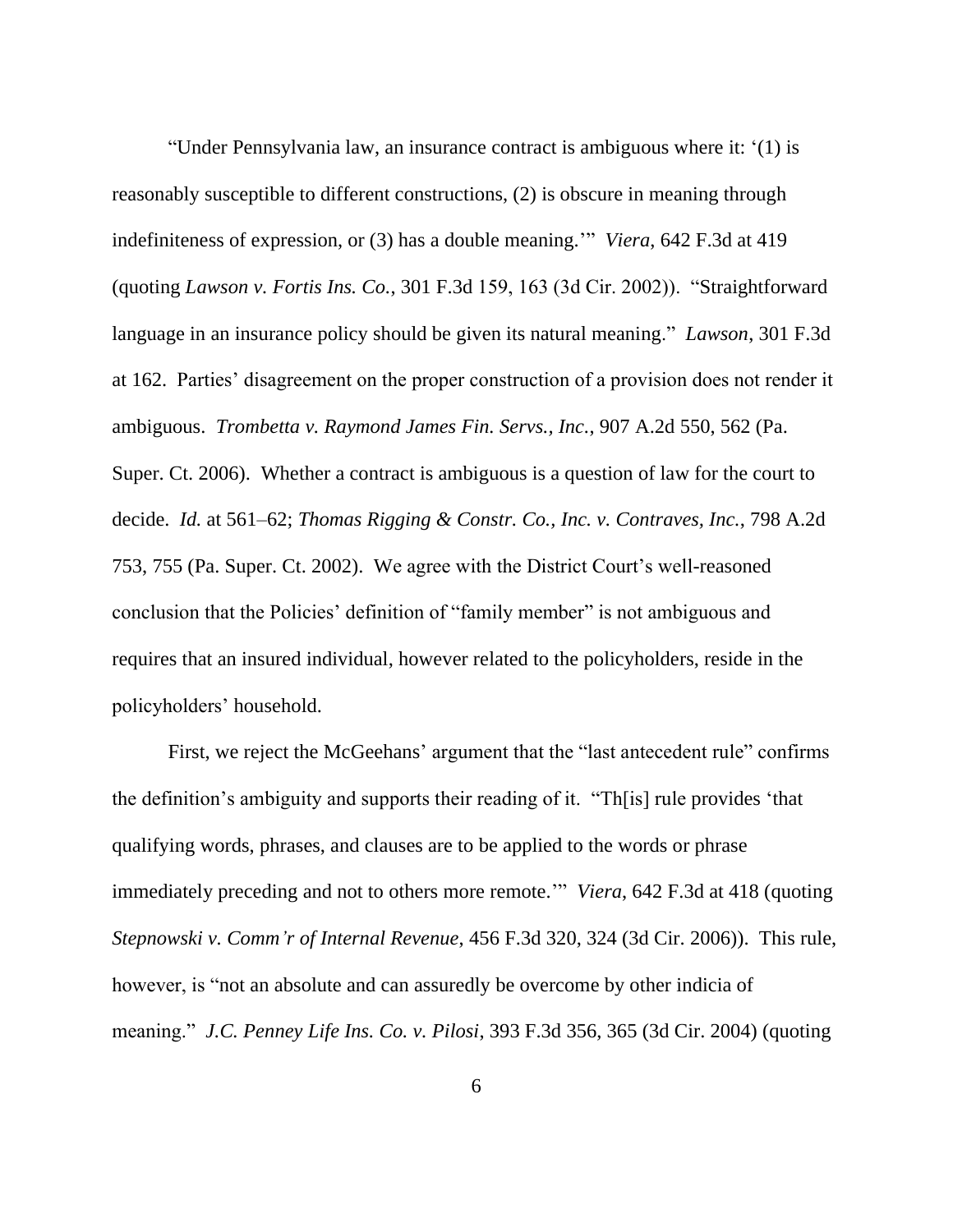"Under Pennsylvania law, an insurance contract is ambiguous where it: '(1) is reasonably susceptible to different constructions, (2) is obscure in meaning through indefiniteness of expression, or (3) has a double meaning.'" *Viera*, 642 F.3d at 419 (quoting *Lawson v. Fortis Ins. Co.*, 301 F.3d 159, 163 (3d Cir. 2002)). "Straightforward language in an insurance policy should be given its natural meaning." *Lawson*, 301 F.3d at 162. Parties' disagreement on the proper construction of a provision does not render it ambiguous. *Trombetta v. Raymond James Fin. Servs., Inc.*, 907 A.2d 550, 562 (Pa. Super. Ct. 2006). Whether a contract is ambiguous is a question of law for the court to decide. *Id.* at 561–62; *Thomas Rigging & Constr. Co., Inc. v. Contraves, Inc.*, 798 A.2d 753, 755 (Pa. Super. Ct. 2002). We agree with the District Court's well-reasoned conclusion that the Policies' definition of "family member" is not ambiguous and requires that an insured individual, however related to the policyholders, reside in the policyholders' household.

First, we reject the McGeehans' argument that the "last antecedent rule" confirms the definition's ambiguity and supports their reading of it. "Th[is] rule provides 'that qualifying words, phrases, and clauses are to be applied to the words or phrase immediately preceding and not to others more remote.'" *Viera*, 642 F.3d at 418 (quoting *Stepnowski v. Comm'r of Internal Revenue*, 456 F.3d 320, 324 (3d Cir. 2006)). This rule, however, is "not an absolute and can assuredly be overcome by other indicia of meaning." *J.C. Penney Life Ins. Co. v. Pilosi*, 393 F.3d 356, 365 (3d Cir. 2004) (quoting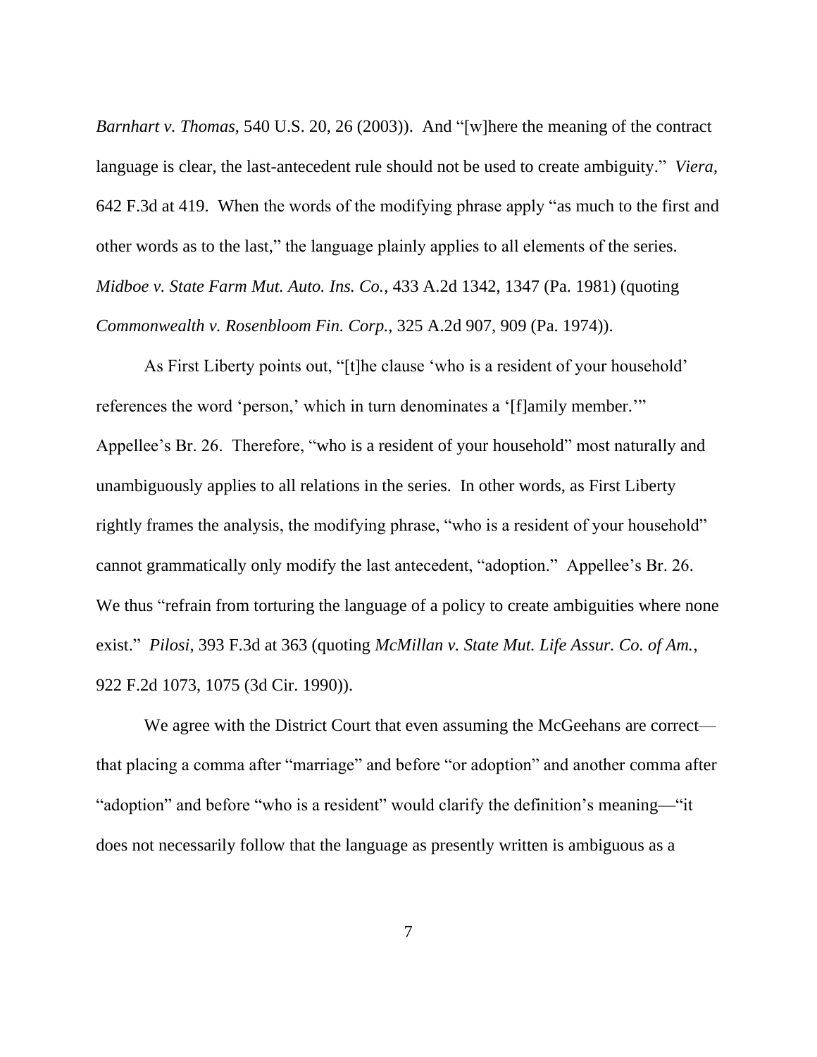*Barnhart v. Thomas*, 540 U.S. 20, 26 (2003)). And "[w]here the meaning of the contract language is clear, the last-antecedent rule should not be used to create ambiguity." *Viera*, 642 F.3d at 419. When the words of the modifying phrase apply "as much to the first and other words as to the last," the language plainly applies to all elements of the series. *Midboe v. State Farm Mut. Auto. Ins. Co.*, 433 A.2d 1342, 1347 (Pa. 1981) (quoting *Commonwealth v. Rosenbloom Fin. Corp.*, 325 A.2d 907, 909 (Pa. 1974)).

As First Liberty points out, "[t]he clause 'who is a resident of your household' references the word 'person,' which in turn denominates a '[f]amily member.'" Appellee's Br. 26. Therefore, "who is a resident of your household" most naturally and unambiguously applies to all relations in the series. In other words, as First Liberty rightly frames the analysis, the modifying phrase, "who is a resident of your household" cannot grammatically only modify the last antecedent, "adoption." Appellee's Br. 26. We thus "refrain from torturing the language of a policy to create ambiguities where none exist." *Pilosi*, 393 F.3d at 363 (quoting *McMillan v. State Mut. Life Assur. Co. of Am.*, 922 F.2d 1073, 1075 (3d Cir. 1990)).

We agree with the District Court that even assuming the McGeehans are correct—that placing a comma after "marriage" and before "or adoption" and another comma after "adoption" and before "who is a resident" would clarify the definition's meaning—"it does not necessarily follow that the language as presently written is ambiguous as a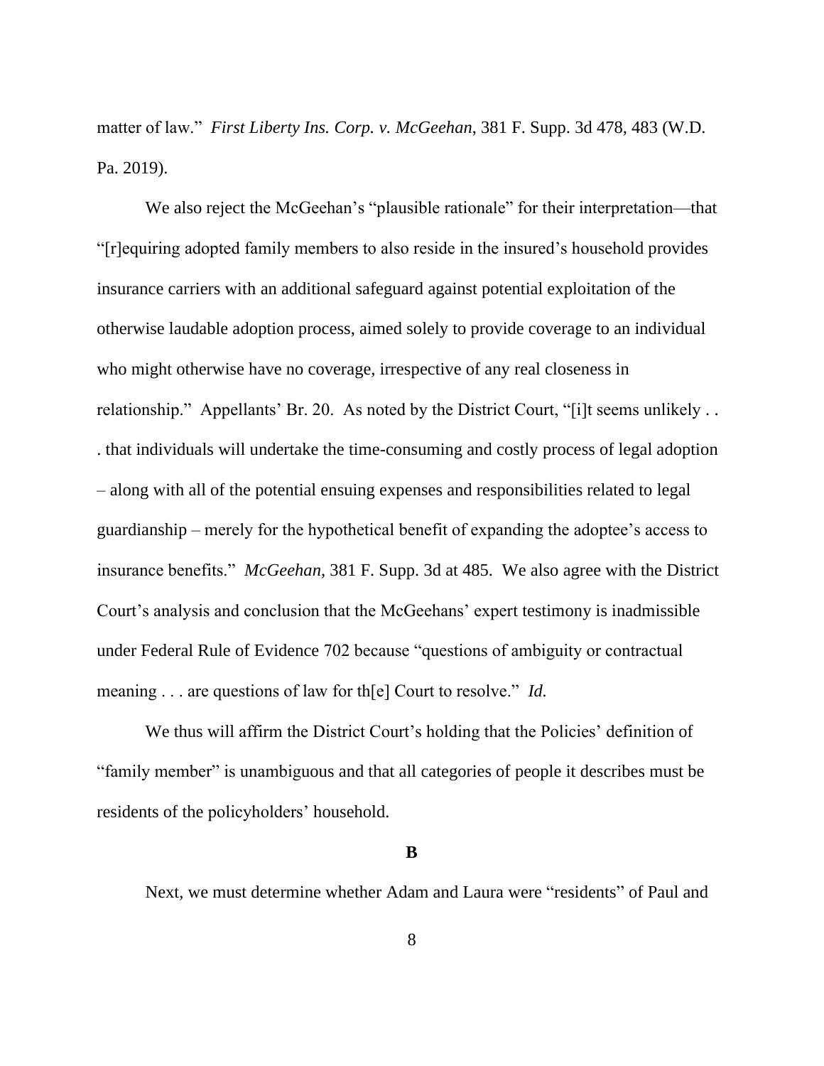matter of law." *First Liberty Ins. Corp. v. McGeehan*, 381 F. Supp. 3d 478, 483 (W.D. Pa. 2019).

We also reject the McGeehan's "plausible rationale" for their interpretation—that "[r]equiring adopted family members to also reside in the insured's household provides insurance carriers with an additional safeguard against potential exploitation of the otherwise laudable adoption process, aimed solely to provide coverage to an individual who might otherwise have no coverage, irrespective of any real closeness in relationship." Appellants' Br. 20. As noted by the District Court, "[i]t seems unlikely . . . that individuals will undertake the time-consuming and costly process of legal adoption – along with all of the potential ensuing expenses and responsibilities related to legal guardianship – merely for the hypothetical benefit of expanding the adoptee's access to insurance benefits." *McGeehan*, 381 F. Supp. 3d at 485. We also agree with the District Court's analysis and conclusion that the McGeehans' expert testimony is inadmissible under Federal Rule of Evidence 702 because "questions of ambiguity or contractual meaning . . . are questions of law for th[e] Court to resolve." *Id.*

We thus will affirm the District Court's holding that the Policies' definition of "family member" is unambiguous and that all categories of people it describes must be residents of the policyholders' household.

**B**

Next, we must determine whether Adam and Laura were "residents" of Paul and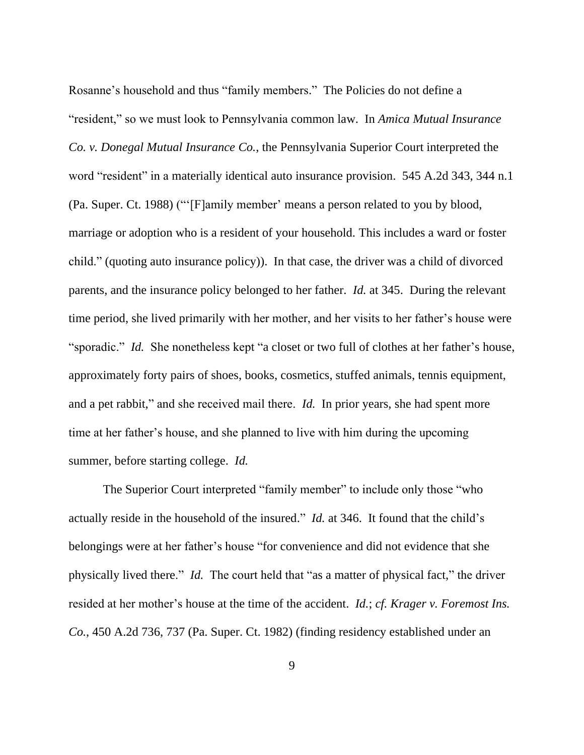Rosanne's household and thus "family members." The Policies do not define a "resident," so we must look to Pennsylvania common law. In *Amica Mutual Insurance Co. v. Donegal Mutual Insurance Co.*, the Pennsylvania Superior Court interpreted the word "resident" in a materially identical auto insurance provision. 545 A.2d 343, 344 n.1 (Pa. Super. Ct. 1988) ("'[F]amily member' means a person related to you by blood, marriage or adoption who is a resident of your household. This includes a ward or foster child." (quoting auto insurance policy)). In that case, the driver was a child of divorced parents, and the insurance policy belonged to her father. *Id.* at 345. During the relevant time period, she lived primarily with her mother, and her visits to her father's house were "sporadic." *Id.* She nonetheless kept "a closet or two full of clothes at her father's house, approximately forty pairs of shoes, books, cosmetics, stuffed animals, tennis equipment, and a pet rabbit," and she received mail there. *Id.* In prior years, she had spent more time at her father's house, and she planned to live with him during the upcoming summer, before starting college. *Id.*

The Superior Court interpreted "family member" to include only those "who actually reside in the household of the insured." *Id.* at 346. It found that the child's belongings were at her father's house "for convenience and did not evidence that she physically lived there." *Id.* The court held that "as a matter of physical fact," the driver resided at her mother's house at the time of the accident. *Id.*; *cf. Krager v. Foremost Ins. Co.*, 450 A.2d 736, 737 (Pa. Super. Ct. 1982) (finding residency established under an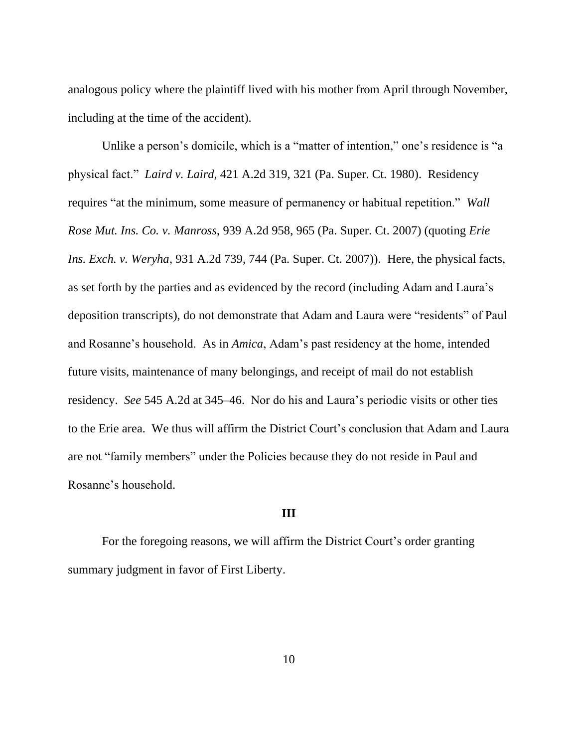analogous policy where the plaintiff lived with his mother from April through November, including at the time of the accident).

Unlike a person's domicile, which is a "matter of intention," one's residence is "a physical fact." *Laird v. Laird*, 421 A.2d 319, 321 (Pa. Super. Ct. 1980). Residency requires "at the minimum, some measure of permanency or habitual repetition." *Wall Rose Mut. Ins. Co. v. Manross*, 939 A.2d 958, 965 (Pa. Super. Ct. 2007) (quoting *Erie Ins. Exch. v. Weryha*, 931 A.2d 739, 744 (Pa. Super. Ct. 2007)). Here, the physical facts, as set forth by the parties and as evidenced by the record (including Adam and Laura's deposition transcripts), do not demonstrate that Adam and Laura were "residents" of Paul and Rosanne's household. As in *Amica*, Adam's past residency at the home, intended future visits, maintenance of many belongings, and receipt of mail do not establish residency. *See* 545 A.2d at 345–46. Nor do his and Laura's periodic visits or other ties to the Erie area. We thus will affirm the District Court's conclusion that Adam and Laura are not "family members" under the Policies because they do not reside in Paul and Rosanne's household.

## III

For the foregoing reasons, we will affirm the District Court's order granting summary judgment in favor of First Liberty.